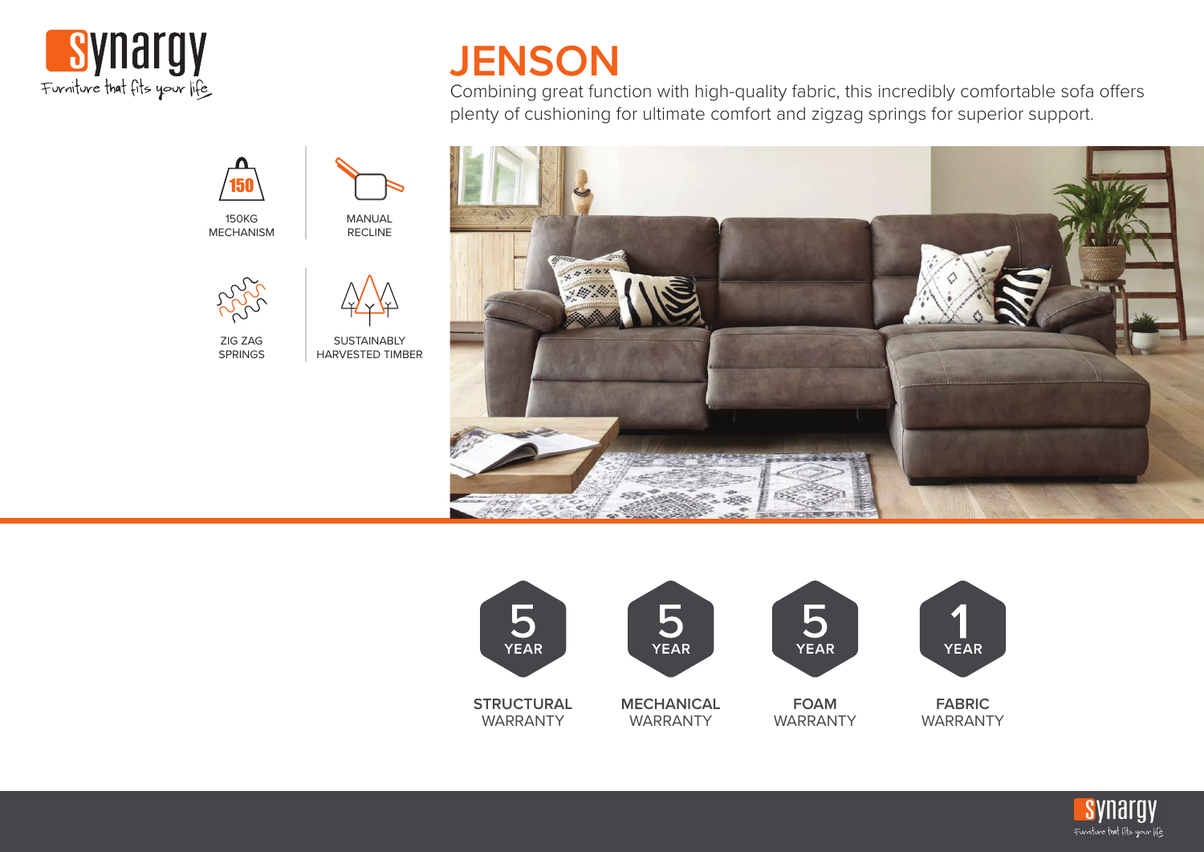Synargy
Furniture that fits your life

# JENSON

Combining great function with high-quality fabric, this incredibly comfortable sofa offers plenty of cushioning for ultimate comfort and zigzag springs for superior support.

- 150KG MECHANISM
- MANUAL RECLINE
- ZIG ZAG SPRINGS
- SUSTAINABLY HARVESTED TIMBER

| 5 YEAR | 5 YEAR | 5 YEAR | 1 YEAR |
| --- | --- | --- | --- |
| **STRUCTURAL** WARRANTY | **MECHANICAL** WARRANTY | **FOAM** WARRANTY | **FABRIC** WARRANTY |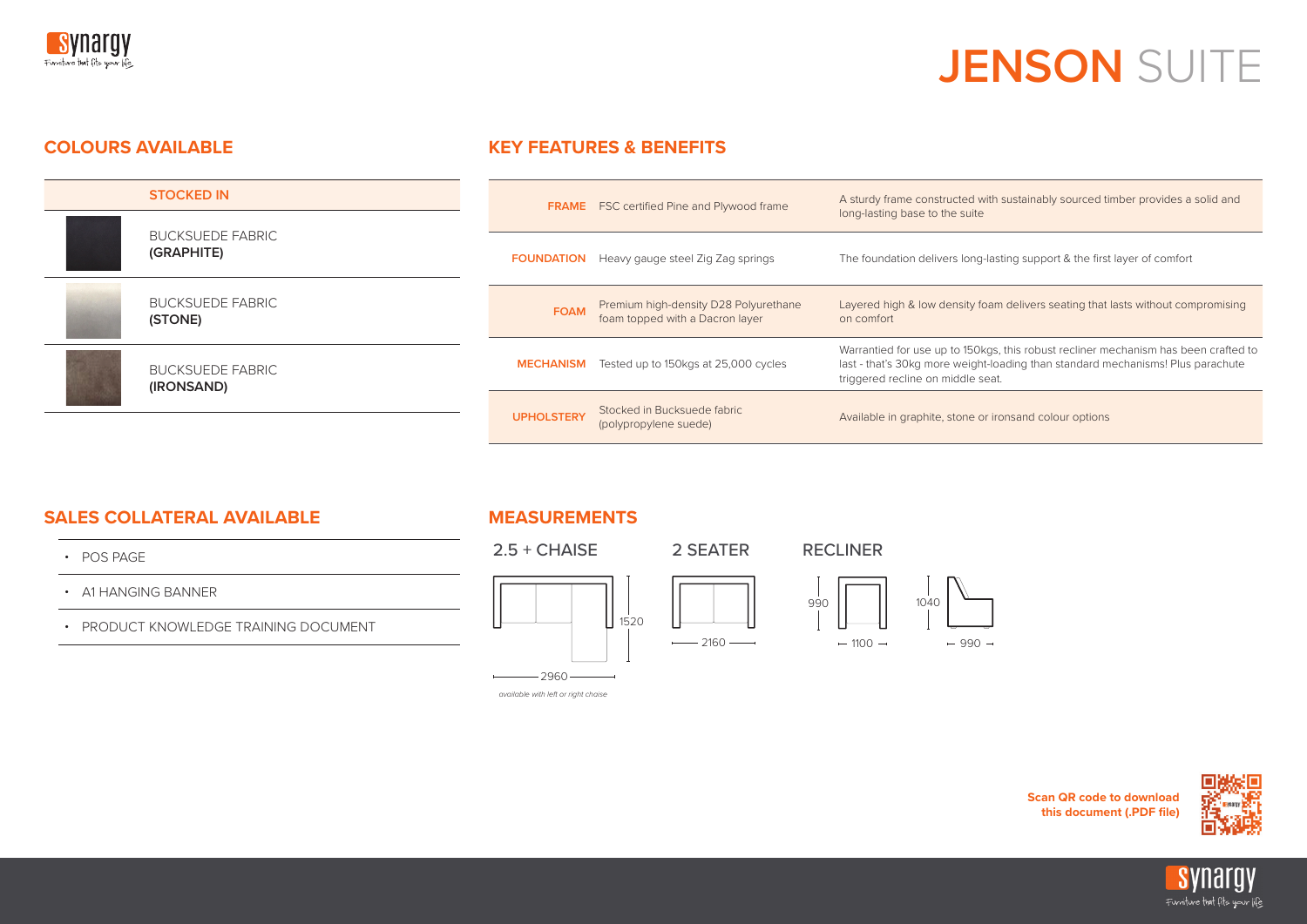# JENSON SUITE

## COLOURS AVAILABLE

| STOCKED IN |
| --- |
| BUCKSUEDE FABRIC **(GRAPHITE)** |
| BUCKSUEDE FABRIC **(STONE)** |
| BUCKSUEDE FABRIC **(IRONSAND)** |

## KEY FEATURES & BENEFITS

| | | |
| --- | --- | --- |
| **FRAME** | FSC certified Pine and Plywood frame | A sturdy frame constructed with sustainably sourced timber provides a solid and long-lasting base to the suite |
| **FOUNDATION** | Heavy gauge steel Zig Zag springs | The foundation delivers long-lasting support & the first layer of comfort |
| **FOAM** | Premium high-density D28 Polyurethane foam topped with a Dacron layer | Layered high & low density foam delivers seating that lasts without compromising on comfort |
| **MECHANISM** | Tested up to 150kgs at 25,000 cycles | Warrantied for use up to 150kgs, this robust recliner mechanism has been crafted to last - that's 30kg more weight-loading than standard mechanisms! Plus parachute triggered recline on middle seat. |
| **UPHOLSTERY** | Stocked in Bucksuede fabric (polypropylene suede) | Available in graphite, stone or ironsand colour options |

## SALES COLLATERAL AVAILABLE

- POS PAGE
- A1 HANGING BANNER
- PRODUCT KNOWLEDGE TRAINING DOCUMENT

## MEASUREMENTS

2.5 + CHAISE

1520

2960

*available with left or right chaise*

2 SEATER

2160

RECLINER

990

1100

1040

990

**Scan QR code to download this document (.PDF file)**